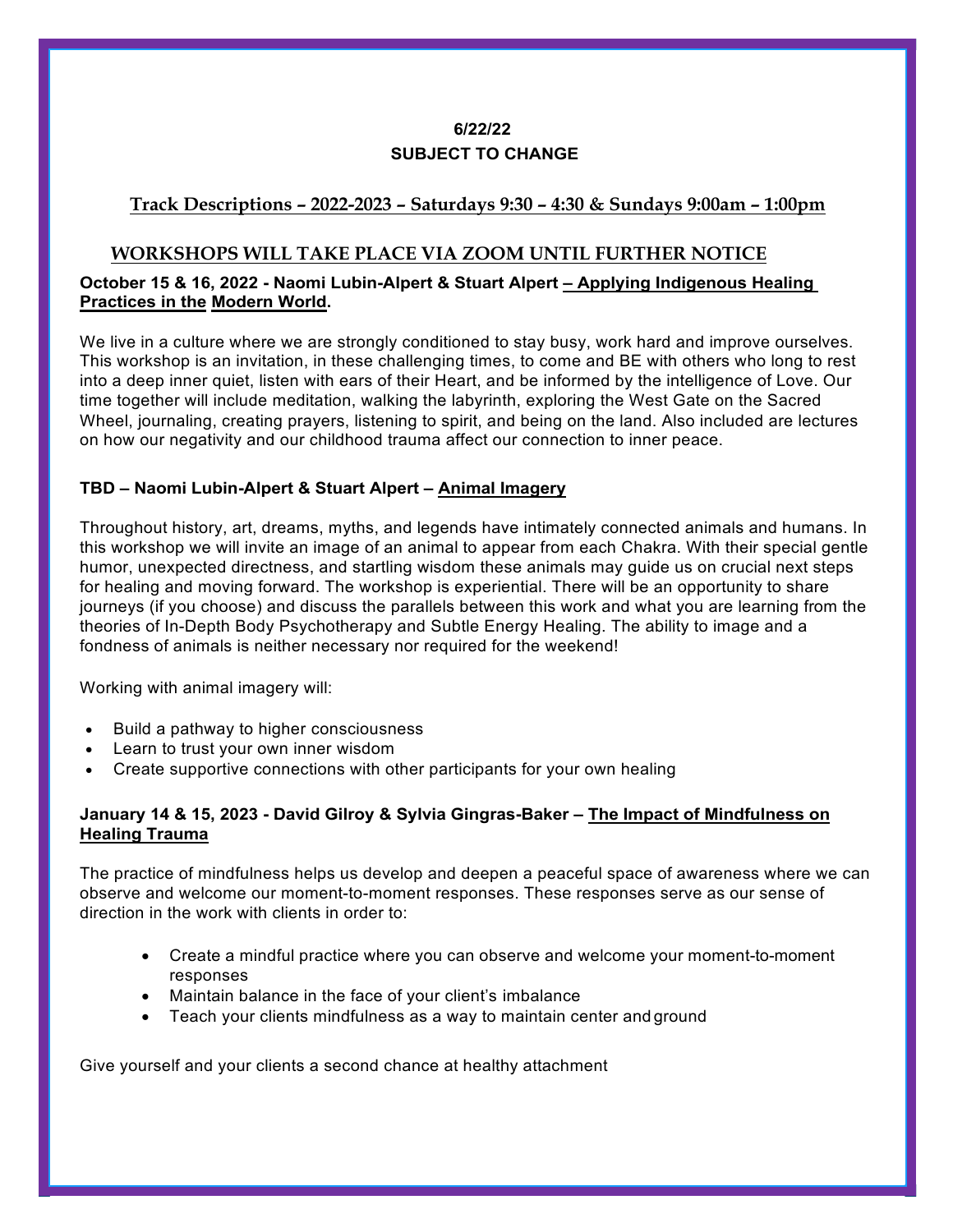**6/22/22**

**SUBJECT TO CHANGE**

## Track Descriptions – 2022-2023 – Saturdays 9:30 – 4:30 & Sundays 9:00am – 1:00pm

## WORKSHOPS WILL TAKE PLACE VIA ZOOM UNTIL FURTHER NOTICE

**October 15 & 16, 2022 - Naomi Lubin-Alpert & Stuart Alpert – Applying Indigenous Healing Practices in the Modern World.**

We live in a culture where we are strongly conditioned to stay busy, work hard and improve ourselves. This workshop is an invitation, in these challenging times, to come and BE with others who long to rest into a deep inner quiet, listen with ears of their Heart, and be informed by the intelligence of Love. Our time together will include meditation, walking the labyrinth, exploring the West Gate on the Sacred Wheel, journaling, creating prayers, listening to spirit, and being on the land. Also included are lectures on how our negativity and our childhood trauma affect our connection to inner peace.

**TBD – Naomi Lubin-Alpert & Stuart Alpert – Animal Imagery**

Throughout history, art, dreams, myths, and legends have intimately connected animals and humans. In this workshop we will invite an image of an animal to appear from each Chakra. With their special gentle humor, unexpected directness, and startling wisdom these animals may guide us on crucial next steps for healing and moving forward. The workshop is experiential. There will be an opportunity to share journeys (if you choose) and discuss the parallels between this work and what you are learning from the theories of In-Depth Body Psychotherapy and Subtle Energy Healing. The ability to image and a fondness of animals is neither necessary nor required for the weekend!

Working with animal imagery will:

- Build a pathway to higher consciousness
- Learn to trust your own inner wisdom
- Create supportive connections with other participants for your own healing

**January 14 & 15, 2023 - David Gilroy & Sylvia Gingras-Baker – The Impact of Mindfulness on Healing Trauma**

The practice of mindfulness helps us develop and deepen a peaceful space of awareness where we can observe and welcome our moment-to-moment responses. These responses serve as our sense of direction in the work with clients in order to:

- Create a mindful practice where you can observe and welcome your moment-to-moment responses
- Maintain balance in the face of your client's imbalance
- Teach your clients mindfulness as a way to maintain center and ground

Give yourself and your clients a second chance at healthy attachment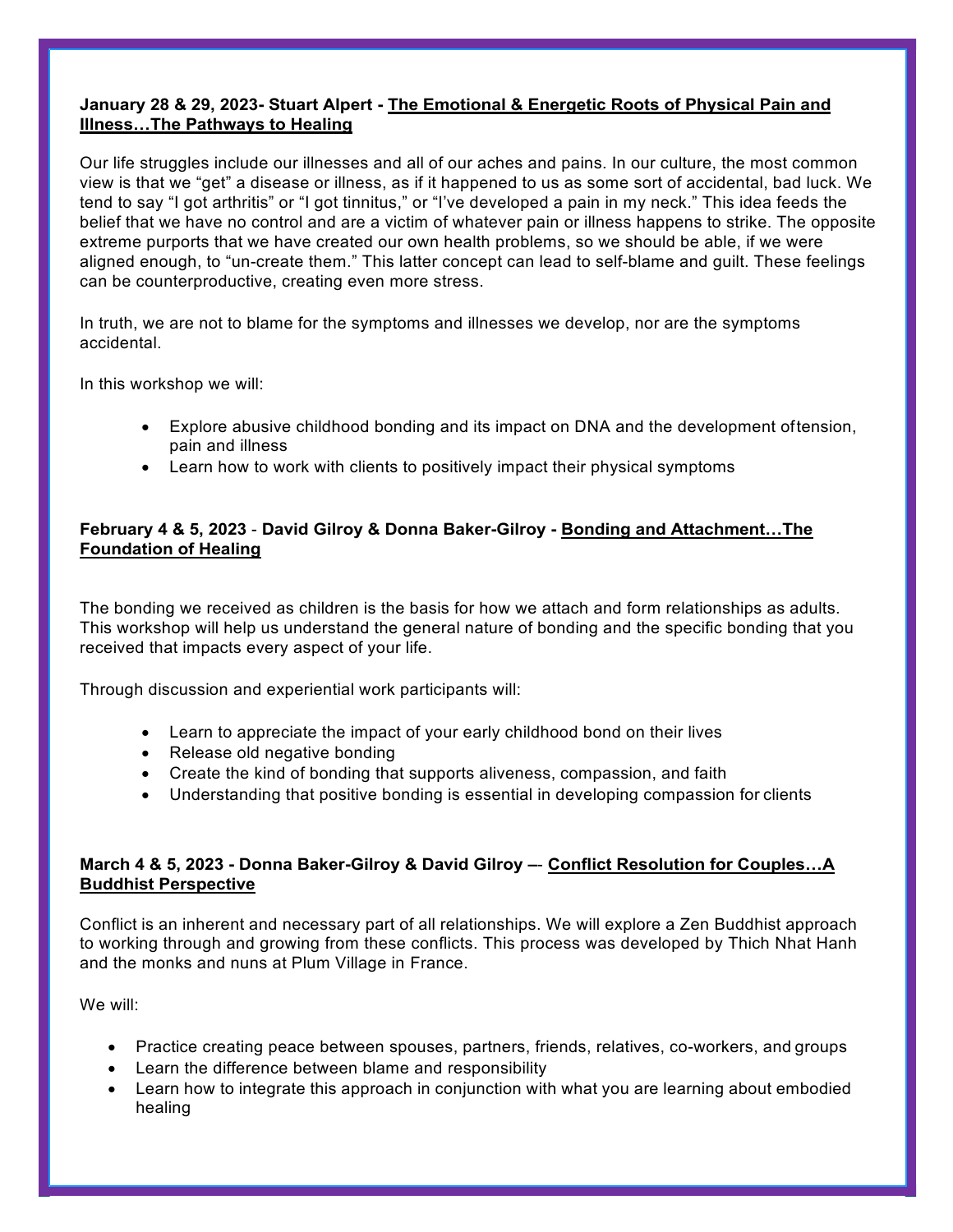**January 28 & 29, 2023- Stuart Alpert - <u>The Emotional & Energetic Roots of Physical Pain and Illness…The Pathways to Healing</u>**

Our life struggles include our illnesses and all of our aches and pains. In our culture, the most common view is that we "get" a disease or illness, as if it happened to us as some sort of accidental, bad luck. We tend to say "I got arthritis" or "I got tinnitus," or "I've developed a pain in my neck." This idea feeds the belief that we have no control and are a victim of whatever pain or illness happens to strike. The opposite extreme purports that we have created our own health problems, so we should be able, if we were aligned enough, to "un-create them." This latter concept can lead to self-blame and guilt. These feelings can be counterproductive, creating even more stress.

In truth, we are not to blame for the symptoms and illnesses we develop, nor are the symptoms accidental.

In this workshop we will:

- Explore abusive childhood bonding and its impact on DNA and the development oftension, pain and illness
- Learn how to work with clients to positively impact their physical symptoms

**February 4 & 5, 2023 - David Gilroy & Donna Baker-Gilroy - <u>Bonding and Attachment…The Foundation of Healing</u>**

The bonding we received as children is the basis for how we attach and form relationships as adults. This workshop will help us understand the general nature of bonding and the specific bonding that you received that impacts every aspect of your life.

Through discussion and experiential work participants will:

- Learn to appreciate the impact of your early childhood bond on their lives
- Release old negative bonding
- Create the kind of bonding that supports aliveness, compassion, and faith
- Understanding that positive bonding is essential in developing compassion for clients

**March 4 & 5, 2023 - Donna Baker-Gilroy & David Gilroy –- <u>Conflict Resolution for Couples…A Buddhist Perspective</u>**

Conflict is an inherent and necessary part of all relationships. We will explore a Zen Buddhist approach to working through and growing from these conflicts. This process was developed by Thich Nhat Hanh and the monks and nuns at Plum Village in France.

We will:

- Practice creating peace between spouses, partners, friends, relatives, co-workers, and groups
- Learn the difference between blame and responsibility
- Learn how to integrate this approach in conjunction with what you are learning about embodied healing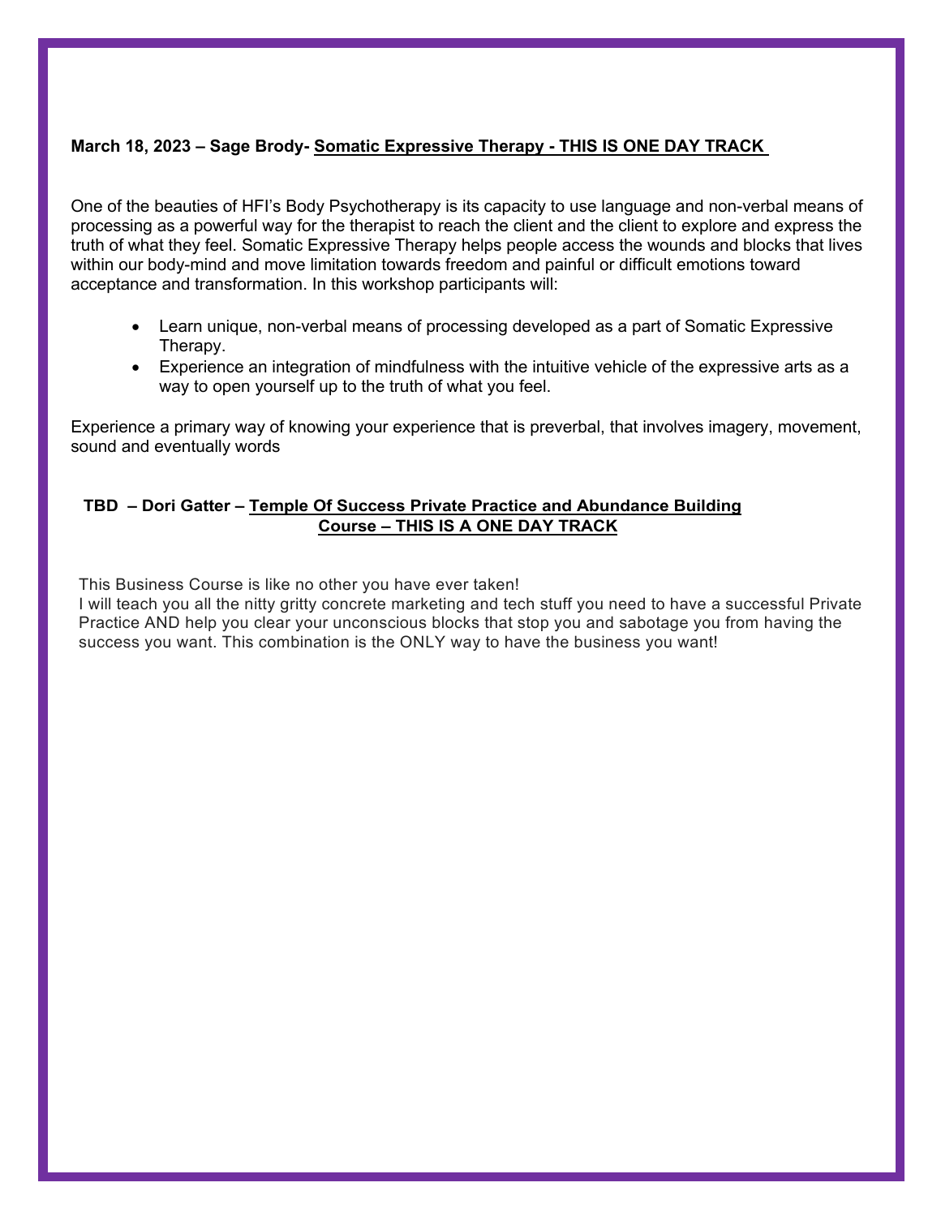**March 18, 2023 – Sage Brody- Somatic Expressive Therapy - THIS IS ONE DAY TRACK**

One of the beauties of HFI's Body Psychotherapy is its capacity to use language and non-verbal means of processing as a powerful way for the therapist to reach the client and the client to explore and express the truth of what they feel. Somatic Expressive Therapy helps people access the wounds and blocks that lives within our body-mind and move limitation towards freedom and painful or difficult emotions toward acceptance and transformation. In this workshop participants will:

- Learn unique, non-verbal means of processing developed as a part of Somatic Expressive Therapy.
- Experience an integration of mindfulness with the intuitive vehicle of the expressive arts as a way to open yourself up to the truth of what you feel.

Experience a primary way of knowing your experience that is preverbal, that involves imagery, movement, sound and eventually words

**TBD – Dori Gatter – Temple Of Success Private Practice and Abundance Building Course – THIS IS A ONE DAY TRACK**

This Business Course is like no other you have ever taken!
I will teach you all the nitty gritty concrete marketing and tech stuff you need to have a successful Private Practice AND help you clear your unconscious blocks that stop you and sabotage you from having the success you want. This combination is the ONLY way to have the business you want!